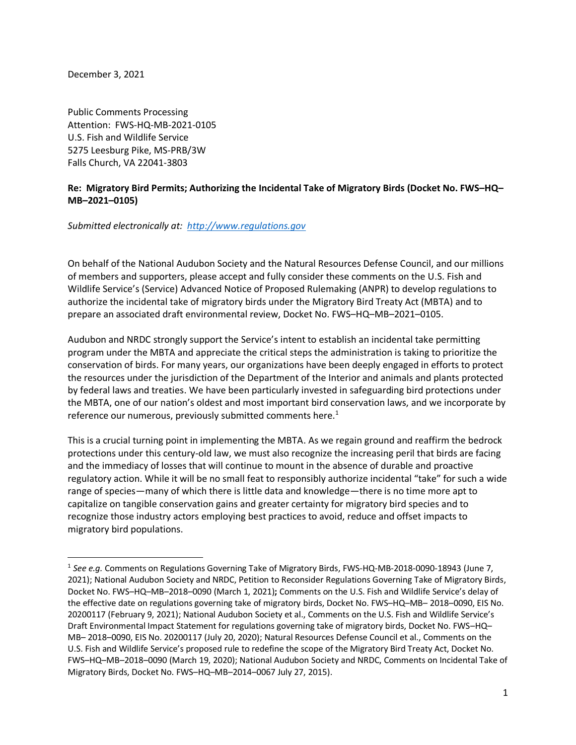December 3, 2021

Public Comments Processing  
Attention: FWS-HQ-MB-2021-0105  
U.S. Fish and Wildlife Service  
5275 Leesburg Pike, MS-PRB/3W  
Falls Church, VA 22041-3803

**Re: Migratory Bird Permits; Authorizing the Incidental Take of Migratory Birds (Docket No. FWS–HQ–MB–2021–0105)**

*Submitted electronically at: http://www.regulations.gov*

On behalf of the National Audubon Society and the Natural Resources Defense Council, and our millions of members and supporters, please accept and fully consider these comments on the U.S. Fish and Wildlife Service's (Service) Advanced Notice of Proposed Rulemaking (ANPR) to develop regulations to authorize the incidental take of migratory birds under the Migratory Bird Treaty Act (MBTA) and to prepare an associated draft environmental review, Docket No. FWS–HQ–MB–2021–0105.

Audubon and NRDC strongly support the Service's intent to establish an incidental take permitting program under the MBTA and appreciate the critical steps the administration is taking to prioritize the conservation of birds. For many years, our organizations have been deeply engaged in efforts to protect the resources under the jurisdiction of the Department of the Interior and animals and plants protected by federal laws and treaties. We have been particularly invested in safeguarding bird protections under the MBTA, one of our nation's oldest and most important bird conservation laws, and we incorporate by reference our numerous, previously submitted comments here.[1]

This is a crucial turning point in implementing the MBTA. As we regain ground and reaffirm the bedrock protections under this century-old law, we must also recognize the increasing peril that birds are facing and the immediacy of losses that will continue to mount in the absence of durable and proactive regulatory action. While it will be no small feat to responsibly authorize incidental "take" for such a wide range of species—many of which there is little data and knowledge—there is no time more apt to capitalize on tangible conservation gains and greater certainty for migratory bird species and to recognize those industry actors employing best practices to avoid, reduce and offset impacts to migratory bird populations.

---

[1] *See e.g.* Comments on Regulations Governing Take of Migratory Birds, FWS-HQ-MB-2018-0090-18943 (June 7, 2021); National Audubon Society and NRDC, Petition to Reconsider Regulations Governing Take of Migratory Birds, Docket No. FWS–HQ–MB–2018–0090 (March 1, 2021)**;** Comments on the U.S. Fish and Wildlife Service's delay of the effective date on regulations governing take of migratory birds, Docket No. FWS–HQ–MB– 2018–0090, EIS No. 20200117 (February 9, 2021); National Audubon Society et al., Comments on the U.S. Fish and Wildlife Service's Draft Environmental Impact Statement for regulations governing take of migratory birds, Docket No. FWS–HQ–MB– 2018–0090, EIS No. 20200117 (July 20, 2020); Natural Resources Defense Council et al., Comments on the U.S. Fish and Wildlife Service's proposed rule to redefine the scope of the Migratory Bird Treaty Act, Docket No. FWS–HQ–MB–2018–0090 (March 19, 2020); National Audubon Society and NRDC, Comments on Incidental Take of Migratory Birds, Docket No. FWS–HQ–MB–2014–0067 July 27, 2015).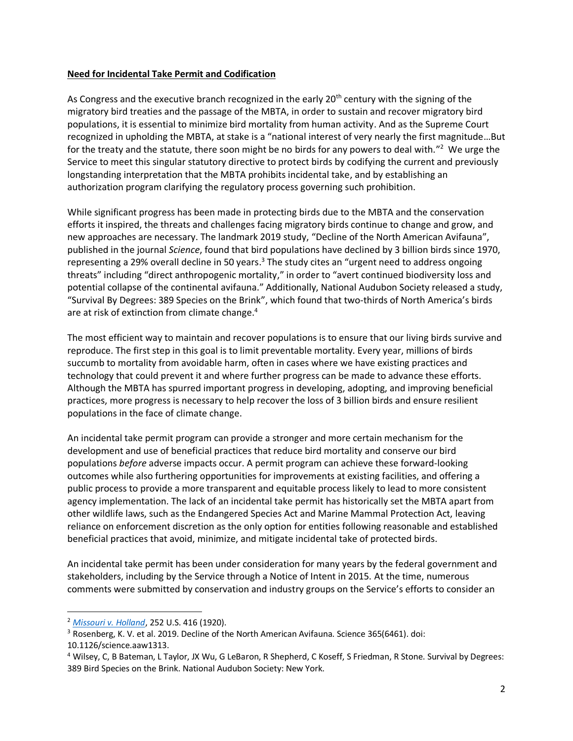**Need for Incidental Take Permit and Codification**

As Congress and the executive branch recognized in the early 20th century with the signing of the migratory bird treaties and the passage of the MBTA, in order to sustain and recover migratory bird populations, it is essential to minimize bird mortality from human activity. And as the Supreme Court recognized in upholding the MBTA, at stake is a "national interest of very nearly the first magnitude…But for the treaty and the statute, there soon might be no birds for any powers to deal with."[2] We urge the Service to meet this singular statutory directive to protect birds by codifying the current and previously longstanding interpretation that the MBTA prohibits incidental take, and by establishing an authorization program clarifying the regulatory process governing such prohibition.

While significant progress has been made in protecting birds due to the MBTA and the conservation efforts it inspired, the threats and challenges facing migratory birds continue to change and grow, and new approaches are necessary. The landmark 2019 study, "Decline of the North American Avifauna", published in the journal *Science*, found that bird populations have declined by 3 billion birds since 1970, representing a 29% overall decline in 50 years.[3] The study cites an "urgent need to address ongoing threats" including "direct anthropogenic mortality," in order to "avert continued biodiversity loss and potential collapse of the continental avifauna." Additionally, National Audubon Society released a study, "Survival By Degrees: 389 Species on the Brink", which found that two-thirds of North America's birds are at risk of extinction from climate change.[4]

The most efficient way to maintain and recover populations is to ensure that our living birds survive and reproduce. The first step in this goal is to limit preventable mortality. Every year, millions of birds succumb to mortality from avoidable harm, often in cases where we have existing practices and technology that could prevent it and where further progress can be made to advance these efforts. Although the MBTA has spurred important progress in developing, adopting, and improving beneficial practices, more progress is necessary to help recover the loss of 3 billion birds and ensure resilient populations in the face of climate change.

An incidental take permit program can provide a stronger and more certain mechanism for the development and use of beneficial practices that reduce bird mortality and conserve our bird populations *before* adverse impacts occur. A permit program can achieve these forward-looking outcomes while also furthering opportunities for improvements at existing facilities, and offering a public process to provide a more transparent and equitable process likely to lead to more consistent agency implementation. The lack of an incidental take permit has historically set the MBTA apart from other wildlife laws, such as the Endangered Species Act and Marine Mammal Protection Act, leaving reliance on enforcement discretion as the only option for entities following reasonable and established beneficial practices that avoid, minimize, and mitigate incidental take of protected birds.

An incidental take permit has been under consideration for many years by the federal government and stakeholders, including by the Service through a Notice of Intent in 2015. At the time, numerous comments were submitted by conservation and industry groups on the Service's efforts to consider an

---

[2] *Missouri v. Holland*, 252 U.S. 416 (1920).

[3] Rosenberg, K. V. et al. 2019. Decline of the North American Avifauna. Science 365(6461). doi: 10.1126/science.aaw1313.

[4] Wilsey, C, B Bateman, L Taylor, JX Wu, G LeBaron, R Shepherd, C Koseff, S Friedman, R Stone. Survival by Degrees: 389 Bird Species on the Brink. National Audubon Society: New York.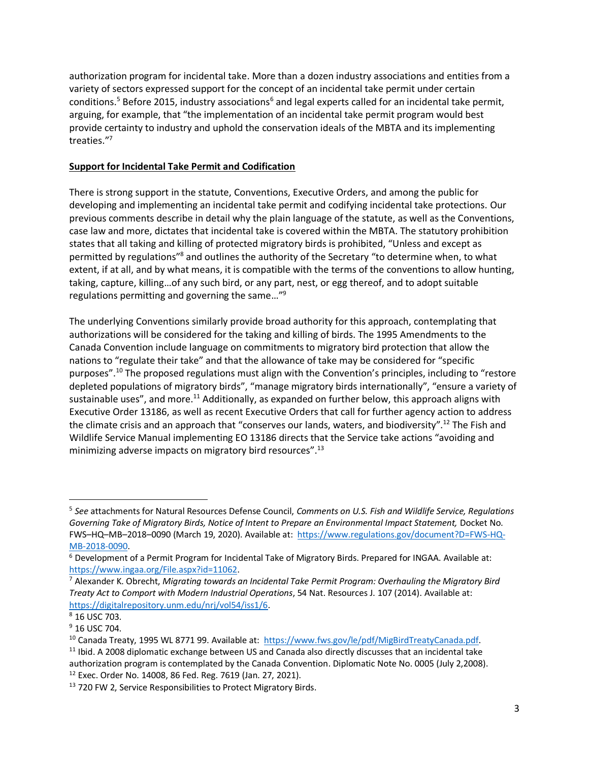authorization program for incidental take. More than a dozen industry associations and entities from a variety of sectors expressed support for the concept of an incidental take permit under certain conditions.[5] Before 2015, industry associations[6] and legal experts called for an incidental take permit, arguing, for example, that "the implementation of an incidental take permit program would best provide certainty to industry and uphold the conservation ideals of the MBTA and its implementing treaties."[7]

**Support for Incidental Take Permit and Codification**

There is strong support in the statute, Conventions, Executive Orders, and among the public for developing and implementing an incidental take permit and codifying incidental take protections. Our previous comments describe in detail why the plain language of the statute, as well as the Conventions, case law and more, dictates that incidental take is covered within the MBTA. The statutory prohibition states that all taking and killing of protected migratory birds is prohibited, "Unless and except as permitted by regulations"[8] and outlines the authority of the Secretary "to determine when, to what extent, if at all, and by what means, it is compatible with the terms of the conventions to allow hunting, taking, capture, killing…of any such bird, or any part, nest, or egg thereof, and to adopt suitable regulations permitting and governing the same…"[9]

The underlying Conventions similarly provide broad authority for this approach, contemplating that authorizations will be considered for the taking and killing of birds. The 1995 Amendments to the Canada Convention include language on commitments to migratory bird protection that allow the nations to "regulate their take" and that the allowance of take may be considered for "specific purposes".[10] The proposed regulations must align with the Convention's principles, including to "restore depleted populations of migratory birds", "manage migratory birds internationally", "ensure a variety of sustainable uses", and more.[11] Additionally, as expanded on further below, this approach aligns with Executive Order 13186, as well as recent Executive Orders that call for further agency action to address the climate crisis and an approach that "conserves our lands, waters, and biodiversity".[12] The Fish and Wildlife Service Manual implementing EO 13186 directs that the Service take actions "avoiding and minimizing adverse impacts on migratory bird resources".[13]

---

[5] *See* attachments for Natural Resources Defense Council, *Comments on U.S. Fish and Wildlife Service, Regulations Governing Take of Migratory Birds, Notice of Intent to Prepare an Environmental Impact Statement,* Docket No. FWS–HQ–MB–2018–0090 (March 19, 2020). Available at: https://www.regulations.gov/document?D=FWS-HQ-MB-2018-0090.

[6] Development of a Permit Program for Incidental Take of Migratory Birds. Prepared for INGAA. Available at: https://www.ingaa.org/File.aspx?id=11062.

[7] Alexander K. Obrecht, *Migrating towards an Incidental Take Permit Program: Overhauling the Migratory Bird Treaty Act to Comport with Modern Industrial Operations*, 54 Nat. Resources J. 107 (2014). Available at: https://digitalrepository.unm.edu/nrj/vol54/iss1/6.

[8] 16 USC 703.

[9] 16 USC 704.

[10] Canada Treaty, 1995 WL 8771 99. Available at: https://www.fws.gov/le/pdf/MigBirdTreatyCanada.pdf.

[11] Ibid. A 2008 diplomatic exchange between US and Canada also directly discusses that an incidental take authorization program is contemplated by the Canada Convention. Diplomatic Note No. 0005 (July 2,2008).

[12] Exec. Order No. 14008, 86 Fed. Reg. 7619 (Jan. 27, 2021).

[13] 720 FW 2, Service Responsibilities to Protect Migratory Birds.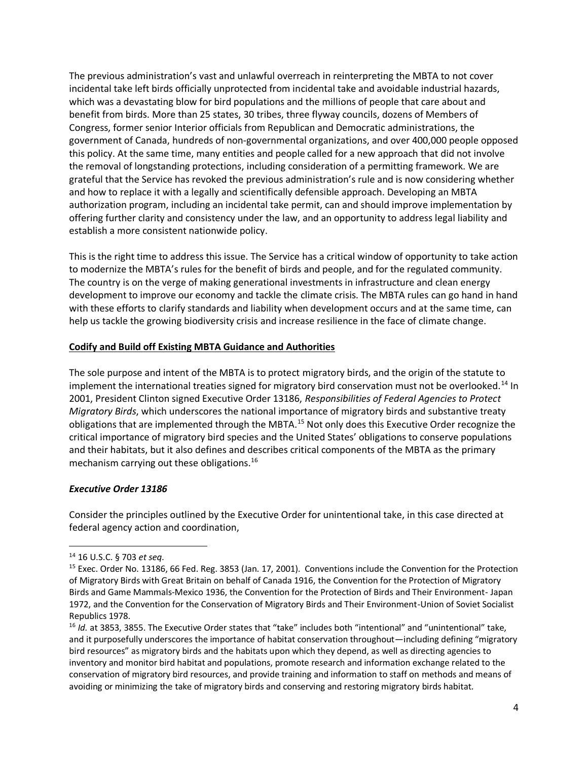The previous administration's vast and unlawful overreach in reinterpreting the MBTA to not cover incidental take left birds officially unprotected from incidental take and avoidable industrial hazards, which was a devastating blow for bird populations and the millions of people that care about and benefit from birds. More than 25 states, 30 tribes, three flyway councils, dozens of Members of Congress, former senior Interior officials from Republican and Democratic administrations, the government of Canada, hundreds of non-governmental organizations, and over 400,000 people opposed this policy. At the same time, many entities and people called for a new approach that did not involve the removal of longstanding protections, including consideration of a permitting framework. We are grateful that the Service has revoked the previous administration's rule and is now considering whether and how to replace it with a legally and scientifically defensible approach. Developing an MBTA authorization program, including an incidental take permit, can and should improve implementation by offering further clarity and consistency under the law, and an opportunity to address legal liability and establish a more consistent nationwide policy.

This is the right time to address this issue. The Service has a critical window of opportunity to take action to modernize the MBTA's rules for the benefit of birds and people, and for the regulated community. The country is on the verge of making generational investments in infrastructure and clean energy development to improve our economy and tackle the climate crisis. The MBTA rules can go hand in hand with these efforts to clarify standards and liability when development occurs and at the same time, can help us tackle the growing biodiversity crisis and increase resilience in the face of climate change.

## Codify and Build off Existing MBTA Guidance and Authorities

The sole purpose and intent of the MBTA is to protect migratory birds, and the origin of the statute to implement the international treaties signed for migratory bird conservation must not be overlooked.[14] In 2001, President Clinton signed Executive Order 13186, *Responsibilities of Federal Agencies to Protect Migratory Birds*, which underscores the national importance of migratory birds and substantive treaty obligations that are implemented through the MBTA.[15] Not only does this Executive Order recognize the critical importance of migratory bird species and the United States' obligations to conserve populations and their habitats, but it also defines and describes critical components of the MBTA as the primary mechanism carrying out these obligations.[16]

### *Executive Order 13186*

Consider the principles outlined by the Executive Order for unintentional take, in this case directed at federal agency action and coordination,

---

[14] 16 U.S.C. § 703 *et seq.*

[15] Exec. Order No. 13186, 66 Fed. Reg. 3853 (Jan. 17, 2001). Conventions include the Convention for the Protection of Migratory Birds with Great Britain on behalf of Canada 1916, the Convention for the Protection of Migratory Birds and Game Mammals-Mexico 1936, the Convention for the Protection of Birds and Their Environment- Japan 1972, and the Convention for the Conservation of Migratory Birds and Their Environment-Union of Soviet Socialist Republics 1978.

[16] *Id.* at 3853, 3855. The Executive Order states that "take" includes both "intentional" and "unintentional" take, and it purposefully underscores the importance of habitat conservation throughout—including defining "migratory bird resources" as migratory birds and the habitats upon which they depend, as well as directing agencies to inventory and monitor bird habitat and populations, promote research and information exchange related to the conservation of migratory bird resources, and provide training and information to staff on methods and means of avoiding or minimizing the take of migratory birds and conserving and restoring migratory birds habitat.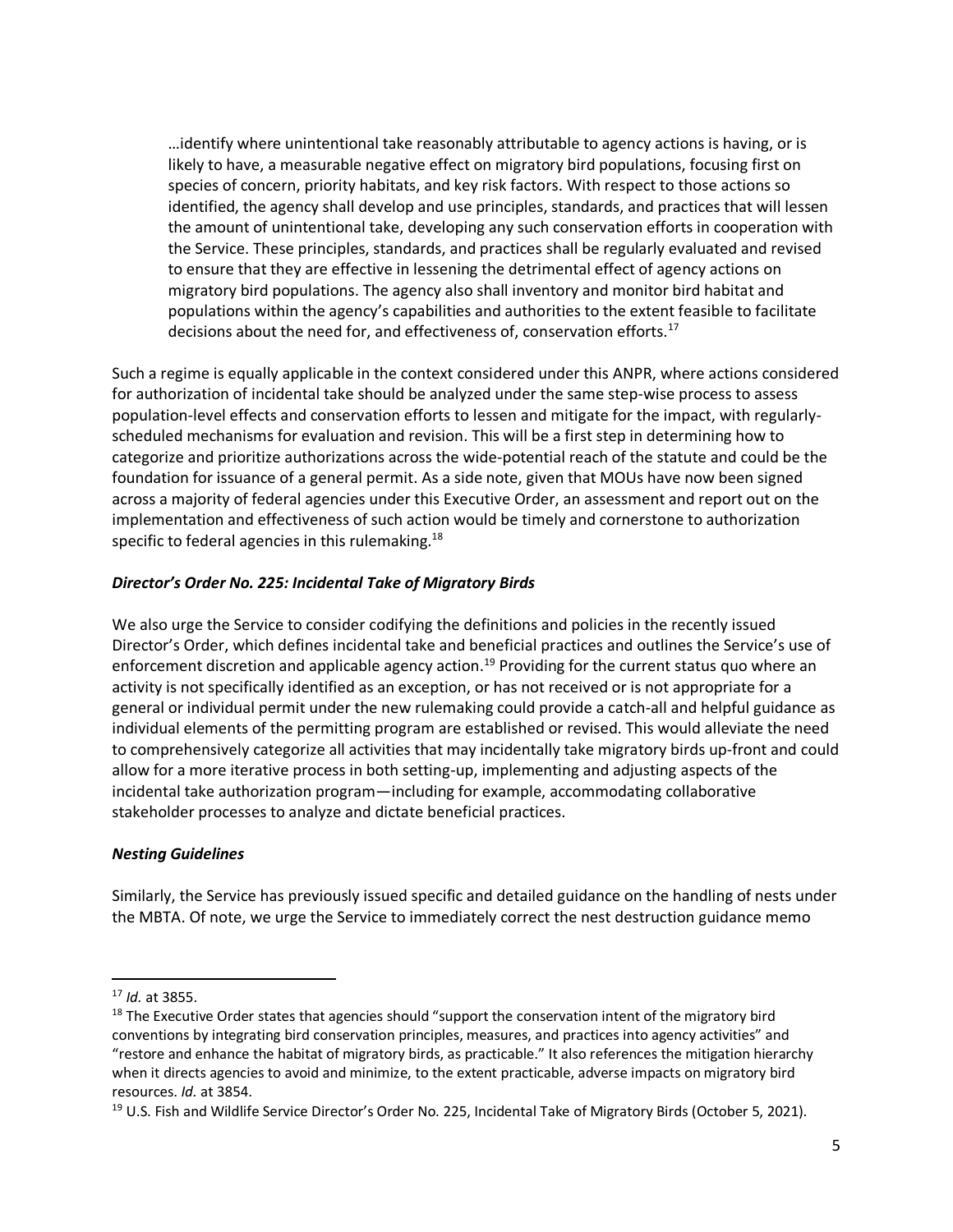> …identify where unintentional take reasonably attributable to agency actions is having, or is likely to have, a measurable negative effect on migratory bird populations, focusing first on species of concern, priority habitats, and key risk factors. With respect to those actions so identified, the agency shall develop and use principles, standards, and practices that will lessen the amount of unintentional take, developing any such conservation efforts in cooperation with the Service. These principles, standards, and practices shall be regularly evaluated and revised to ensure that they are effective in lessening the detrimental effect of agency actions on migratory bird populations. The agency also shall inventory and monitor bird habitat and populations within the agency's capabilities and authorities to the extent feasible to facilitate decisions about the need for, and effectiveness of, conservation efforts.[17]

Such a regime is equally applicable in the context considered under this ANPR, where actions considered for authorization of incidental take should be analyzed under the same step-wise process to assess population-level effects and conservation efforts to lessen and mitigate for the impact, with regularly-scheduled mechanisms for evaluation and revision. This will be a first step in determining how to categorize and prioritize authorizations across the wide-potential reach of the statute and could be the foundation for issuance of a general permit. As a side note, given that MOUs have now been signed across a majority of federal agencies under this Executive Order, an assessment and report out on the implementation and effectiveness of such action would be timely and cornerstone to authorization specific to federal agencies in this rulemaking.[18]

### *Director's Order No. 225: Incidental Take of Migratory Birds*

We also urge the Service to consider codifying the definitions and policies in the recently issued Director's Order, which defines incidental take and beneficial practices and outlines the Service's use of enforcement discretion and applicable agency action.[19] Providing for the current status quo where an activity is not specifically identified as an exception, or has not received or is not appropriate for a general or individual permit under the new rulemaking could provide a catch-all and helpful guidance as individual elements of the permitting program are established or revised. This would alleviate the need to comprehensively categorize all activities that may incidentally take migratory birds up-front and could allow for a more iterative process in both setting-up, implementing and adjusting aspects of the incidental take authorization program—including for example, accommodating collaborative stakeholder processes to analyze and dictate beneficial practices.

### *Nesting Guidelines*

Similarly, the Service has previously issued specific and detailed guidance on the handling of nests under the MBTA. Of note, we urge the Service to immediately correct the nest destruction guidance memo

---

[17] *Id.* at 3855.

[18] The Executive Order states that agencies should "support the conservation intent of the migratory bird conventions by integrating bird conservation principles, measures, and practices into agency activities" and "restore and enhance the habitat of migratory birds, as practicable." It also references the mitigation hierarchy when it directs agencies to avoid and minimize, to the extent practicable, adverse impacts on migratory bird resources. *Id.* at 3854.

[19] U.S. Fish and Wildlife Service Director's Order No. 225, Incidental Take of Migratory Birds (October 5, 2021).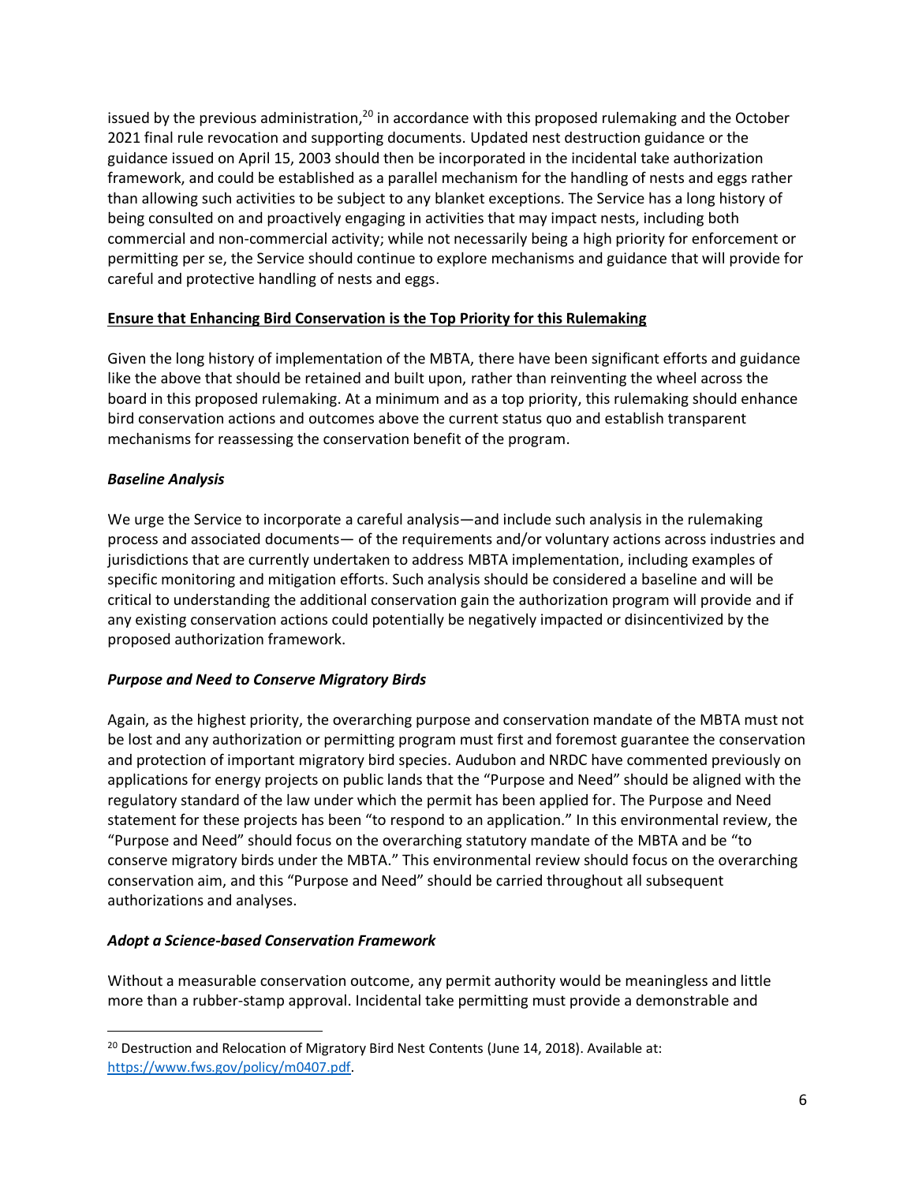issued by the previous administration,[20] in accordance with this proposed rulemaking and the October 2021 final rule revocation and supporting documents. Updated nest destruction guidance or the guidance issued on April 15, 2003 should then be incorporated in the incidental take authorization framework, and could be established as a parallel mechanism for the handling of nests and eggs rather than allowing such activities to be subject to any blanket exceptions. The Service has a long history of being consulted on and proactively engaging in activities that may impact nests, including both commercial and non-commercial activity; while not necessarily being a high priority for enforcement or permitting per se, the Service should continue to explore mechanisms and guidance that will provide for careful and protective handling of nests and eggs.

**Ensure that Enhancing Bird Conservation is the Top Priority for this Rulemaking**

Given the long history of implementation of the MBTA, there have been significant efforts and guidance like the above that should be retained and built upon, rather than reinventing the wheel across the board in this proposed rulemaking. At a minimum and as a top priority, this rulemaking should enhance bird conservation actions and outcomes above the current status quo and establish transparent mechanisms for reassessing the conservation benefit of the program.

***Baseline Analysis***

We urge the Service to incorporate a careful analysis—and include such analysis in the rulemaking process and associated documents— of the requirements and/or voluntary actions across industries and jurisdictions that are currently undertaken to address MBTA implementation, including examples of specific monitoring and mitigation efforts. Such analysis should be considered a baseline and will be critical to understanding the additional conservation gain the authorization program will provide and if any existing conservation actions could potentially be negatively impacted or disincentivized by the proposed authorization framework.

***Purpose and Need to Conserve Migratory Birds***

Again, as the highest priority, the overarching purpose and conservation mandate of the MBTA must not be lost and any authorization or permitting program must first and foremost guarantee the conservation and protection of important migratory bird species. Audubon and NRDC have commented previously on applications for energy projects on public lands that the "Purpose and Need" should be aligned with the regulatory standard of the law under which the permit has been applied for. The Purpose and Need statement for these projects has been "to respond to an application." In this environmental review, the "Purpose and Need" should focus on the overarching statutory mandate of the MBTA and be "to conserve migratory birds under the MBTA." This environmental review should focus on the overarching conservation aim, and this "Purpose and Need" should be carried throughout all subsequent authorizations and analyses.

***Adopt a Science-based Conservation Framework***

Without a measurable conservation outcome, any permit authority would be meaningless and little more than a rubber-stamp approval. Incidental take permitting must provide a demonstrable and

[20] Destruction and Relocation of Migratory Bird Nest Contents (June 14, 2018). Available at: https://www.fws.gov/policy/m0407.pdf.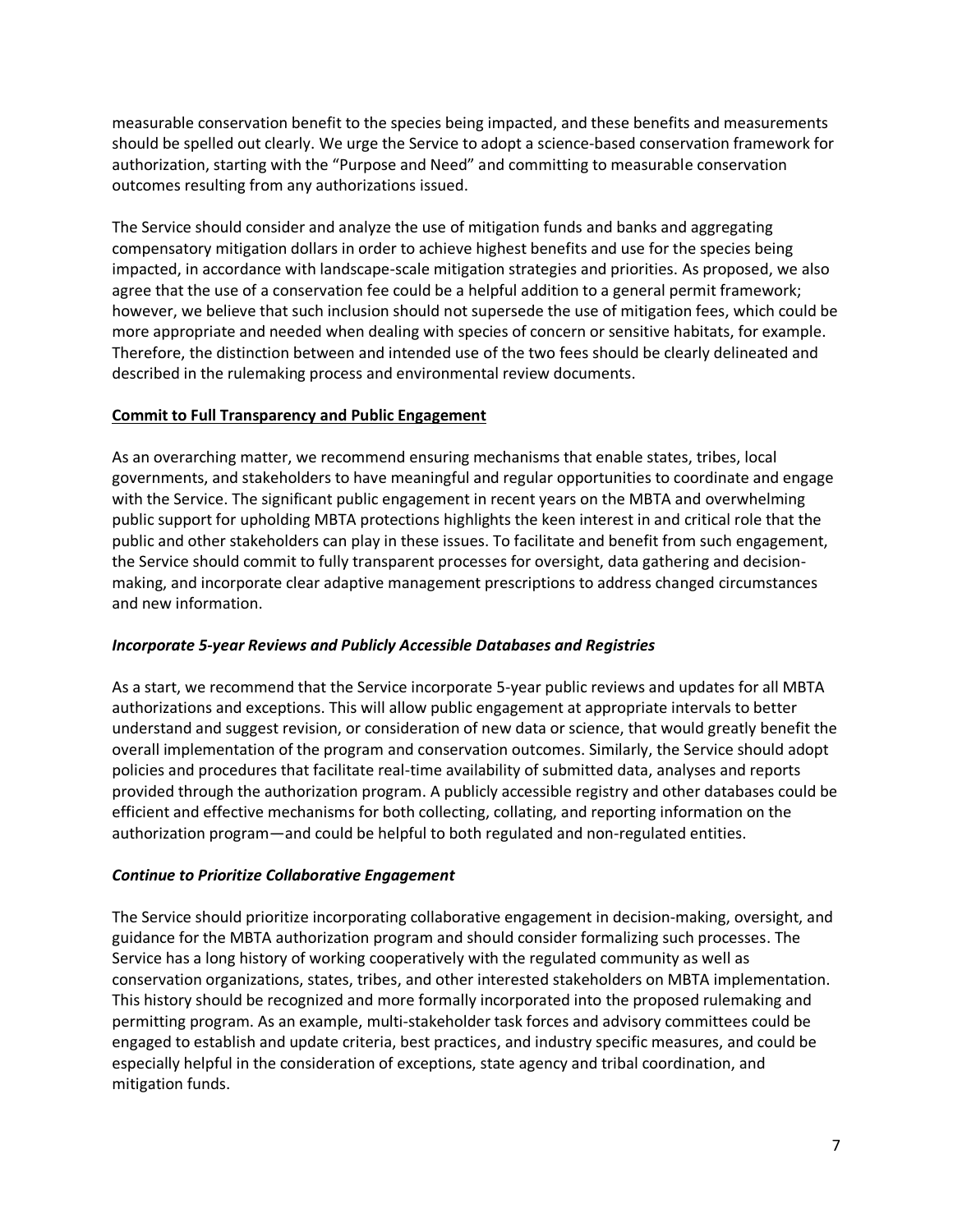measurable conservation benefit to the species being impacted, and these benefits and measurements should be spelled out clearly. We urge the Service to adopt a science-based conservation framework for authorization, starting with the "Purpose and Need" and committing to measurable conservation outcomes resulting from any authorizations issued.

The Service should consider and analyze the use of mitigation funds and banks and aggregating compensatory mitigation dollars in order to achieve highest benefits and use for the species being impacted, in accordance with landscape-scale mitigation strategies and priorities. As proposed, we also agree that the use of a conservation fee could be a helpful addition to a general permit framework; however, we believe that such inclusion should not supersede the use of mitigation fees, which could be more appropriate and needed when dealing with species of concern or sensitive habitats, for example. Therefore, the distinction between and intended use of the two fees should be clearly delineated and described in the rulemaking process and environmental review documents.

**Commit to Full Transparency and Public Engagement**

As an overarching matter, we recommend ensuring mechanisms that enable states, tribes, local governments, and stakeholders to have meaningful and regular opportunities to coordinate and engage with the Service. The significant public engagement in recent years on the MBTA and overwhelming public support for upholding MBTA protections highlights the keen interest in and critical role that the public and other stakeholders can play in these issues. To facilitate and benefit from such engagement, the Service should commit to fully transparent processes for oversight, data gathering and decision-making, and incorporate clear adaptive management prescriptions to address changed circumstances and new information.

***Incorporate 5-year Reviews and Publicly Accessible Databases and Registries***

As a start, we recommend that the Service incorporate 5-year public reviews and updates for all MBTA authorizations and exceptions. This will allow public engagement at appropriate intervals to better understand and suggest revision, or consideration of new data or science, that would greatly benefit the overall implementation of the program and conservation outcomes. Similarly, the Service should adopt policies and procedures that facilitate real-time availability of submitted data, analyses and reports provided through the authorization program. A publicly accessible registry and other databases could be efficient and effective mechanisms for both collecting, collating, and reporting information on the authorization program—and could be helpful to both regulated and non-regulated entities.

***Continue to Prioritize Collaborative Engagement***

The Service should prioritize incorporating collaborative engagement in decision-making, oversight, and guidance for the MBTA authorization program and should consider formalizing such processes. The Service has a long history of working cooperatively with the regulated community as well as conservation organizations, states, tribes, and other interested stakeholders on MBTA implementation. This history should be recognized and more formally incorporated into the proposed rulemaking and permitting program. As an example, multi-stakeholder task forces and advisory committees could be engaged to establish and update criteria, best practices, and industry specific measures, and could be especially helpful in the consideration of exceptions, state agency and tribal coordination, and mitigation funds.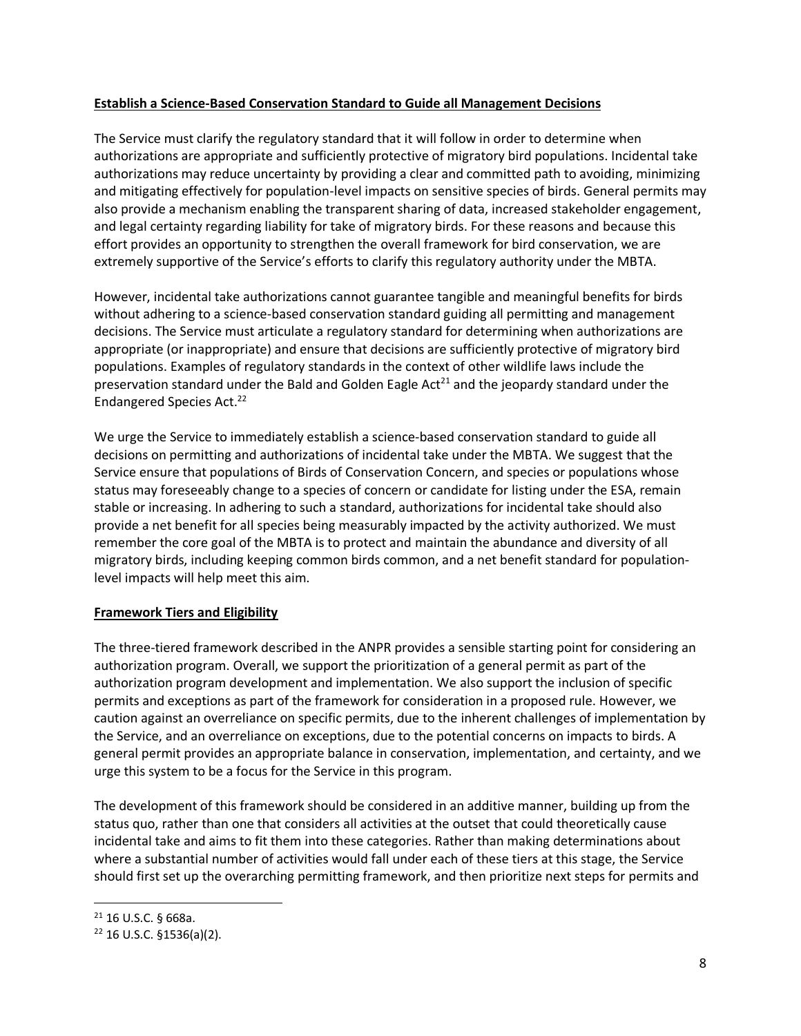**Establish a Science-Based Conservation Standard to Guide all Management Decisions**

The Service must clarify the regulatory standard that it will follow in order to determine when authorizations are appropriate and sufficiently protective of migratory bird populations. Incidental take authorizations may reduce uncertainty by providing a clear and committed path to avoiding, minimizing and mitigating effectively for population-level impacts on sensitive species of birds. General permits may also provide a mechanism enabling the transparent sharing of data, increased stakeholder engagement, and legal certainty regarding liability for take of migratory birds. For these reasons and because this effort provides an opportunity to strengthen the overall framework for bird conservation, we are extremely supportive of the Service's efforts to clarify this regulatory authority under the MBTA.

However, incidental take authorizations cannot guarantee tangible and meaningful benefits for birds without adhering to a science-based conservation standard guiding all permitting and management decisions. The Service must articulate a regulatory standard for determining when authorizations are appropriate (or inappropriate) and ensure that decisions are sufficiently protective of migratory bird populations. Examples of regulatory standards in the context of other wildlife laws include the preservation standard under the Bald and Golden Eagle Act[21] and the jeopardy standard under the Endangered Species Act.[22]

We urge the Service to immediately establish a science-based conservation standard to guide all decisions on permitting and authorizations of incidental take under the MBTA. We suggest that the Service ensure that populations of Birds of Conservation Concern, and species or populations whose status may foreseeably change to a species of concern or candidate for listing under the ESA, remain stable or increasing. In adhering to such a standard, authorizations for incidental take should also provide a net benefit for all species being measurably impacted by the activity authorized. We must remember the core goal of the MBTA is to protect and maintain the abundance and diversity of all migratory birds, including keeping common birds common, and a net benefit standard for population-level impacts will help meet this aim.

**Framework Tiers and Eligibility**

The three-tiered framework described in the ANPR provides a sensible starting point for considering an authorization program. Overall, we support the prioritization of a general permit as part of the authorization program development and implementation. We also support the inclusion of specific permits and exceptions as part of the framework for consideration in a proposed rule. However, we caution against an overreliance on specific permits, due to the inherent challenges of implementation by the Service, and an overreliance on exceptions, due to the potential concerns on impacts to birds. A general permit provides an appropriate balance in conservation, implementation, and certainty, and we urge this system to be a focus for the Service in this program.

The development of this framework should be considered in an additive manner, building up from the status quo, rather than one that considers all activities at the outset that could theoretically cause incidental take and aims to fit them into these categories. Rather than making determinations about where a substantial number of activities would fall under each of these tiers at this stage, the Service should first set up the overarching permitting framework, and then prioritize next steps for permits and

---

[21] 16 U.S.C. § 668a.

[22] 16 U.S.C. §1536(a)(2).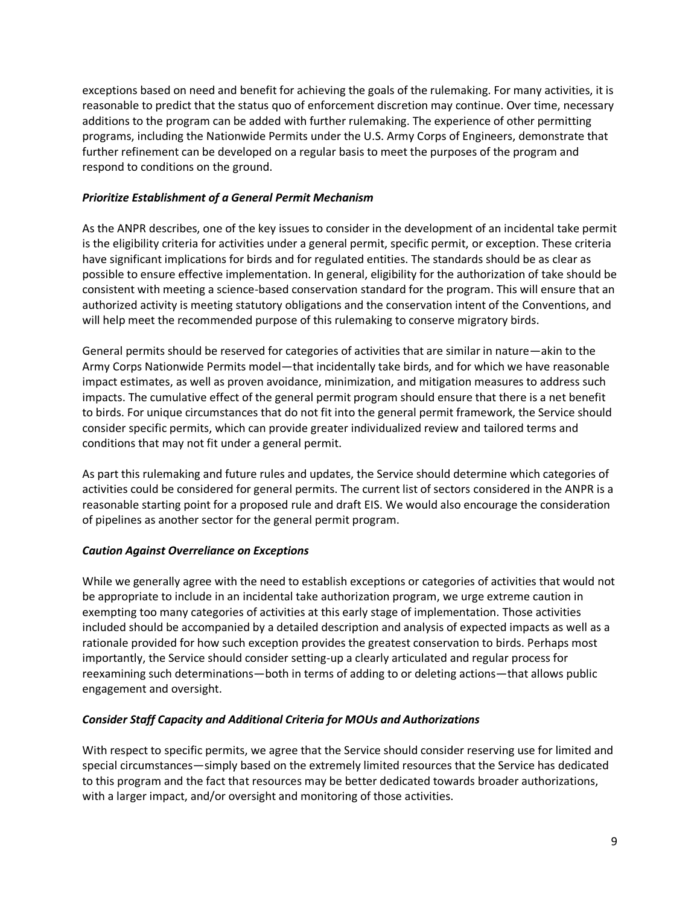exceptions based on need and benefit for achieving the goals of the rulemaking. For many activities, it is reasonable to predict that the status quo of enforcement discretion may continue. Over time, necessary additions to the program can be added with further rulemaking. The experience of other permitting programs, including the Nationwide Permits under the U.S. Army Corps of Engineers, demonstrate that further refinement can be developed on a regular basis to meet the purposes of the program and respond to conditions on the ground.

### *Prioritize Establishment of a General Permit Mechanism*

As the ANPR describes, one of the key issues to consider in the development of an incidental take permit is the eligibility criteria for activities under a general permit, specific permit, or exception. These criteria have significant implications for birds and for regulated entities. The standards should be as clear as possible to ensure effective implementation. In general, eligibility for the authorization of take should be consistent with meeting a science-based conservation standard for the program. This will ensure that an authorized activity is meeting statutory obligations and the conservation intent of the Conventions, and will help meet the recommended purpose of this rulemaking to conserve migratory birds.

General permits should be reserved for categories of activities that are similar in nature—akin to the Army Corps Nationwide Permits model—that incidentally take birds, and for which we have reasonable impact estimates, as well as proven avoidance, minimization, and mitigation measures to address such impacts. The cumulative effect of the general permit program should ensure that there is a net benefit to birds. For unique circumstances that do not fit into the general permit framework, the Service should consider specific permits, which can provide greater individualized review and tailored terms and conditions that may not fit under a general permit.

As part this rulemaking and future rules and updates, the Service should determine which categories of activities could be considered for general permits. The current list of sectors considered in the ANPR is a reasonable starting point for a proposed rule and draft EIS. We would also encourage the consideration of pipelines as another sector for the general permit program.

### *Caution Against Overreliance on Exceptions*

While we generally agree with the need to establish exceptions or categories of activities that would not be appropriate to include in an incidental take authorization program, we urge extreme caution in exempting too many categories of activities at this early stage of implementation. Those activities included should be accompanied by a detailed description and analysis of expected impacts as well as a rationale provided for how such exception provides the greatest conservation to birds. Perhaps most importantly, the Service should consider setting-up a clearly articulated and regular process for reexamining such determinations—both in terms of adding to or deleting actions—that allows public engagement and oversight.

### *Consider Staff Capacity and Additional Criteria for MOUs and Authorizations*

With respect to specific permits, we agree that the Service should consider reserving use for limited and special circumstances—simply based on the extremely limited resources that the Service has dedicated to this program and the fact that resources may be better dedicated towards broader authorizations, with a larger impact, and/or oversight and monitoring of those activities.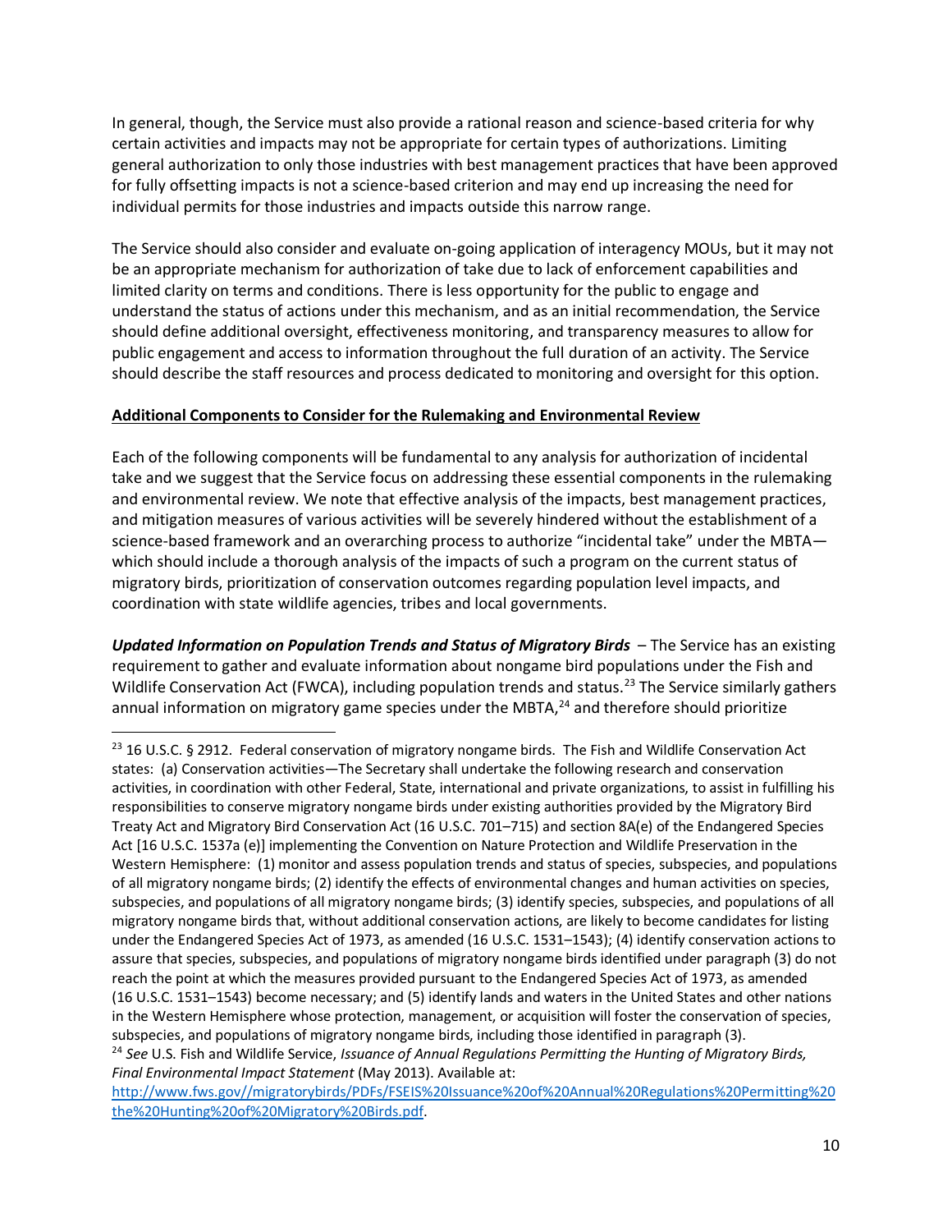In general, though, the Service must also provide a rational reason and science-based criteria for why certain activities and impacts may not be appropriate for certain types of authorizations. Limiting general authorization to only those industries with best management practices that have been approved for fully offsetting impacts is not a science-based criterion and may end up increasing the need for individual permits for those industries and impacts outside this narrow range.

The Service should also consider and evaluate on-going application of interagency MOUs, but it may not be an appropriate mechanism for authorization of take due to lack of enforcement capabilities and limited clarity on terms and conditions. There is less opportunity for the public to engage and understand the status of actions under this mechanism, and as an initial recommendation, the Service should define additional oversight, effectiveness monitoring, and transparency measures to allow for public engagement and access to information throughout the full duration of an activity. The Service should describe the staff resources and process dedicated to monitoring and oversight for this option.

**Additional Components to Consider for the Rulemaking and Environmental Review**

Each of the following components will be fundamental to any analysis for authorization of incidental take and we suggest that the Service focus on addressing these essential components in the rulemaking and environmental review. We note that effective analysis of the impacts, best management practices, and mitigation measures of various activities will be severely hindered without the establishment of a science-based framework and an overarching process to authorize "incidental take" under the MBTA—which should include a thorough analysis of the impacts of such a program on the current status of migratory birds, prioritization of conservation outcomes regarding population level impacts, and coordination with state wildlife agencies, tribes and local governments.

***Updated Information on Population Trends and Status of Migratory Birds*** – The Service has an existing requirement to gather and evaluate information about nongame bird populations under the Fish and Wildlife Conservation Act (FWCA), including population trends and status.[23] The Service similarly gathers annual information on migratory game species under the MBTA,[24] and therefore should prioritize

---

[23] 16 U.S.C. § 2912. Federal conservation of migratory nongame birds. The Fish and Wildlife Conservation Act states: (a) Conservation activities—The Secretary shall undertake the following research and conservation activities, in coordination with other Federal, State, international and private organizations, to assist in fulfilling his responsibilities to conserve migratory nongame birds under existing authorities provided by the Migratory Bird Treaty Act and Migratory Bird Conservation Act (16 U.S.C. 701–715) and section 8A(e) of the Endangered Species Act [16 U.S.C. 1537a (e)] implementing the Convention on Nature Protection and Wildlife Preservation in the Western Hemisphere: (1) monitor and assess population trends and status of species, subspecies, and populations of all migratory nongame birds; (2) identify the effects of environmental changes and human activities on species, subspecies, and populations of all migratory nongame birds; (3) identify species, subspecies, and populations of all migratory nongame birds that, without additional conservation actions, are likely to become candidates for listing under the Endangered Species Act of 1973, as amended (16 U.S.C. 1531–1543); (4) identify conservation actions to assure that species, subspecies, and populations of migratory nongame birds identified under paragraph (3) do not reach the point at which the measures provided pursuant to the Endangered Species Act of 1973, as amended (16 U.S.C. 1531–1543) become necessary; and (5) identify lands and waters in the United States and other nations in the Western Hemisphere whose protection, management, or acquisition will foster the conservation of species, subspecies, and populations of migratory nongame birds, including those identified in paragraph (3).

[24] *See* U.S. Fish and Wildlife Service, *Issuance of Annual Regulations Permitting the Hunting of Migratory Birds, Final Environmental Impact Statement* (May 2013). Available at: http://www.fws.gov//migratorybirds/PDFs/FSEIS%20Issuance%20of%20Annual%20Regulations%20Permitting%20the%20Hunting%20of%20Migratory%20Birds.pdf.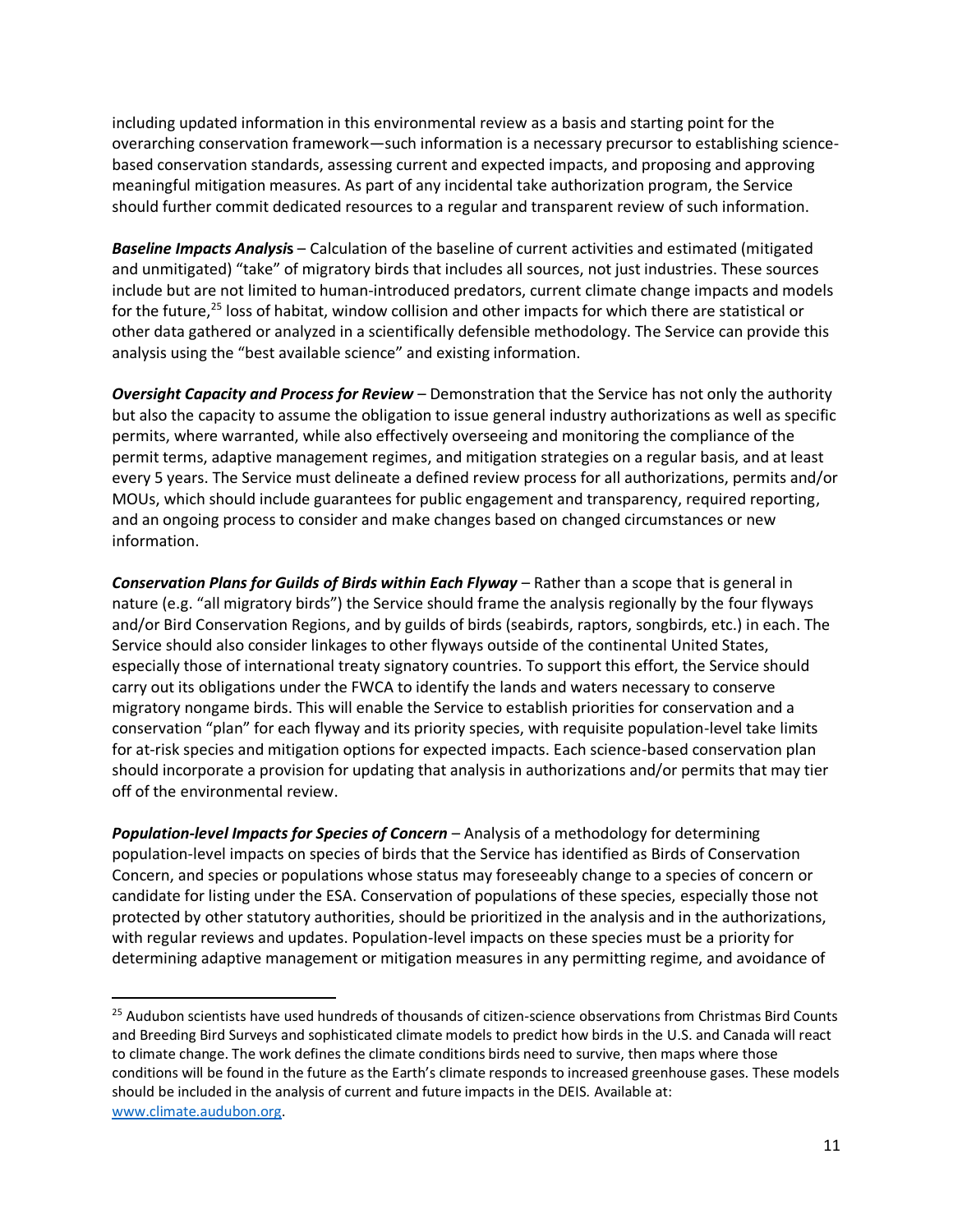including updated information in this environmental review as a basis and starting point for the overarching conservation framework—such information is a necessary precursor to establishing science-based conservation standards, assessing current and expected impacts, and proposing and approving meaningful mitigation measures. As part of any incidental take authorization program, the Service should further commit dedicated resources to a regular and transparent review of such information.

***Baseline Impacts Analysis*** – Calculation of the baseline of current activities and estimated (mitigated and unmitigated) "take" of migratory birds that includes all sources, not just industries. These sources include but are not limited to human-introduced predators, current climate change impacts and models for the future,[25] loss of habitat, window collision and other impacts for which there are statistical or other data gathered or analyzed in a scientifically defensible methodology. The Service can provide this analysis using the "best available science" and existing information.

***Oversight Capacity and Process for Review*** – Demonstration that the Service has not only the authority but also the capacity to assume the obligation to issue general industry authorizations as well as specific permits, where warranted, while also effectively overseeing and monitoring the compliance of the permit terms, adaptive management regimes, and mitigation strategies on a regular basis, and at least every 5 years. The Service must delineate a defined review process for all authorizations, permits and/or MOUs, which should include guarantees for public engagement and transparency, required reporting, and an ongoing process to consider and make changes based on changed circumstances or new information.

***Conservation Plans for Guilds of Birds within Each Flyway*** – Rather than a scope that is general in nature (e.g. "all migratory birds") the Service should frame the analysis regionally by the four flyways and/or Bird Conservation Regions, and by guilds of birds (seabirds, raptors, songbirds, etc.) in each. The Service should also consider linkages to other flyways outside of the continental United States, especially those of international treaty signatory countries. To support this effort, the Service should carry out its obligations under the FWCA to identify the lands and waters necessary to conserve migratory nongame birds. This will enable the Service to establish priorities for conservation and a conservation "plan" for each flyway and its priority species, with requisite population-level take limits for at-risk species and mitigation options for expected impacts. Each science-based conservation plan should incorporate a provision for updating that analysis in authorizations and/or permits that may tier off of the environmental review.

***Population-level Impacts for Species of Concern*** – Analysis of a methodology for determining population-level impacts on species of birds that the Service has identified as Birds of Conservation Concern, and species or populations whose status may foreseeably change to a species of concern or candidate for listing under the ESA. Conservation of populations of these species, especially those not protected by other statutory authorities, should be prioritized in the analysis and in the authorizations, with regular reviews and updates. Population-level impacts on these species must be a priority for determining adaptive management or mitigation measures in any permitting regime, and avoidance of

---

[25] Audubon scientists have used hundreds of thousands of citizen-science observations from Christmas Bird Counts and Breeding Bird Surveys and sophisticated climate models to predict how birds in the U.S. and Canada will react to climate change. The work defines the climate conditions birds need to survive, then maps where those conditions will be found in the future as the Earth's climate responds to increased greenhouse gases. These models should be included in the analysis of current and future impacts in the DEIS. Available at: [www.climate.audubon.org](www.climate.audubon.org).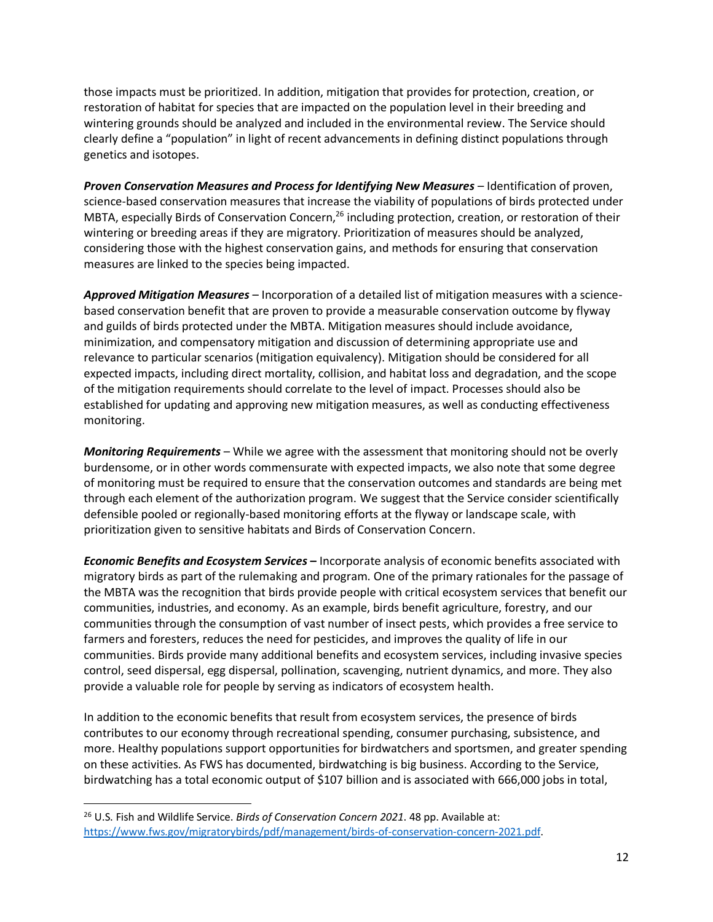those impacts must be prioritized. In addition, mitigation that provides for protection, creation, or restoration of habitat for species that are impacted on the population level in their breeding and wintering grounds should be analyzed and included in the environmental review. The Service should clearly define a "population" in light of recent advancements in defining distinct populations through genetics and isotopes.

***Proven Conservation Measures and Process for Identifying New Measures*** – Identification of proven, science-based conservation measures that increase the viability of populations of birds protected under MBTA, especially Birds of Conservation Concern,[26] including protection, creation, or restoration of their wintering or breeding areas if they are migratory. Prioritization of measures should be analyzed, considering those with the highest conservation gains, and methods for ensuring that conservation measures are linked to the species being impacted.

***Approved Mitigation Measures*** – Incorporation of a detailed list of mitigation measures with a science-based conservation benefit that are proven to provide a measurable conservation outcome by flyway and guilds of birds protected under the MBTA. Mitigation measures should include avoidance, minimization, and compensatory mitigation and discussion of determining appropriate use and relevance to particular scenarios (mitigation equivalency). Mitigation should be considered for all expected impacts, including direct mortality, collision, and habitat loss and degradation, and the scope of the mitigation requirements should correlate to the level of impact. Processes should also be established for updating and approving new mitigation measures, as well as conducting effectiveness monitoring.

***Monitoring Requirements*** – While we agree with the assessment that monitoring should not be overly burdensome, or in other words commensurate with expected impacts, we also note that some degree of monitoring must be required to ensure that the conservation outcomes and standards are being met through each element of the authorization program. We suggest that the Service consider scientifically defensible pooled or regionally-based monitoring efforts at the flyway or landscape scale, with prioritization given to sensitive habitats and Birds of Conservation Concern.

***Economic Benefits and Ecosystem Services*** **–** Incorporate analysis of economic benefits associated with migratory birds as part of the rulemaking and program. One of the primary rationales for the passage of the MBTA was the recognition that birds provide people with critical ecosystem services that benefit our communities, industries, and economy. As an example, birds benefit agriculture, forestry, and our communities through the consumption of vast number of insect pests, which provides a free service to farmers and foresters, reduces the need for pesticides, and improves the quality of life in our communities. Birds provide many additional benefits and ecosystem services, including invasive species control, seed dispersal, egg dispersal, pollination, scavenging, nutrient dynamics, and more. They also provide a valuable role for people by serving as indicators of ecosystem health.

In addition to the economic benefits that result from ecosystem services, the presence of birds contributes to our economy through recreational spending, consumer purchasing, subsistence, and more. Healthy populations support opportunities for birdwatchers and sportsmen, and greater spending on these activities. As FWS has documented, birdwatching is big business. According to the Service, birdwatching has a total economic output of $107 billion and is associated with 666,000 jobs in total,

---

[26] U.S. Fish and Wildlife Service. *Birds of Conservation Concern 2021*. 48 pp. Available at: https://www.fws.gov/migratorybirds/pdf/management/birds-of-conservation-concern-2021.pdf.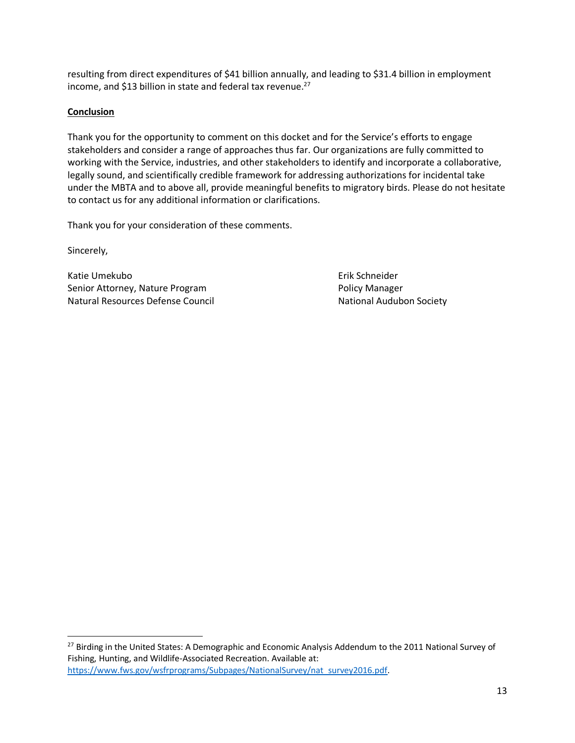resulting from direct expenditures of $41 billion annually, and leading to $31.4 billion in employment income, and $13 billion in state and federal tax revenue.[27]

**Conclusion**

Thank you for the opportunity to comment on this docket and for the Service's efforts to engage stakeholders and consider a range of approaches thus far. Our organizations are fully committed to working with the Service, industries, and other stakeholders to identify and incorporate a collaborative, legally sound, and scientifically credible framework for addressing authorizations for incidental take under the MBTA and to above all, provide meaningful benefits to migratory birds. Please do not hesitate to contact us for any additional information or clarifications.

Thank you for your consideration of these comments.

Sincerely,

Katie Umekubo
Senior Attorney, Nature Program
Natural Resources Defense Council

Erik Schneider
Policy Manager
National Audubon Society

---

[27] Birding in the United States: A Demographic and Economic Analysis Addendum to the 2011 National Survey of Fishing, Hunting, and Wildlife-Associated Recreation. Available at: https://www.fws.gov/wsfrprograms/Subpages/NationalSurvey/nat_survey2016.pdf.